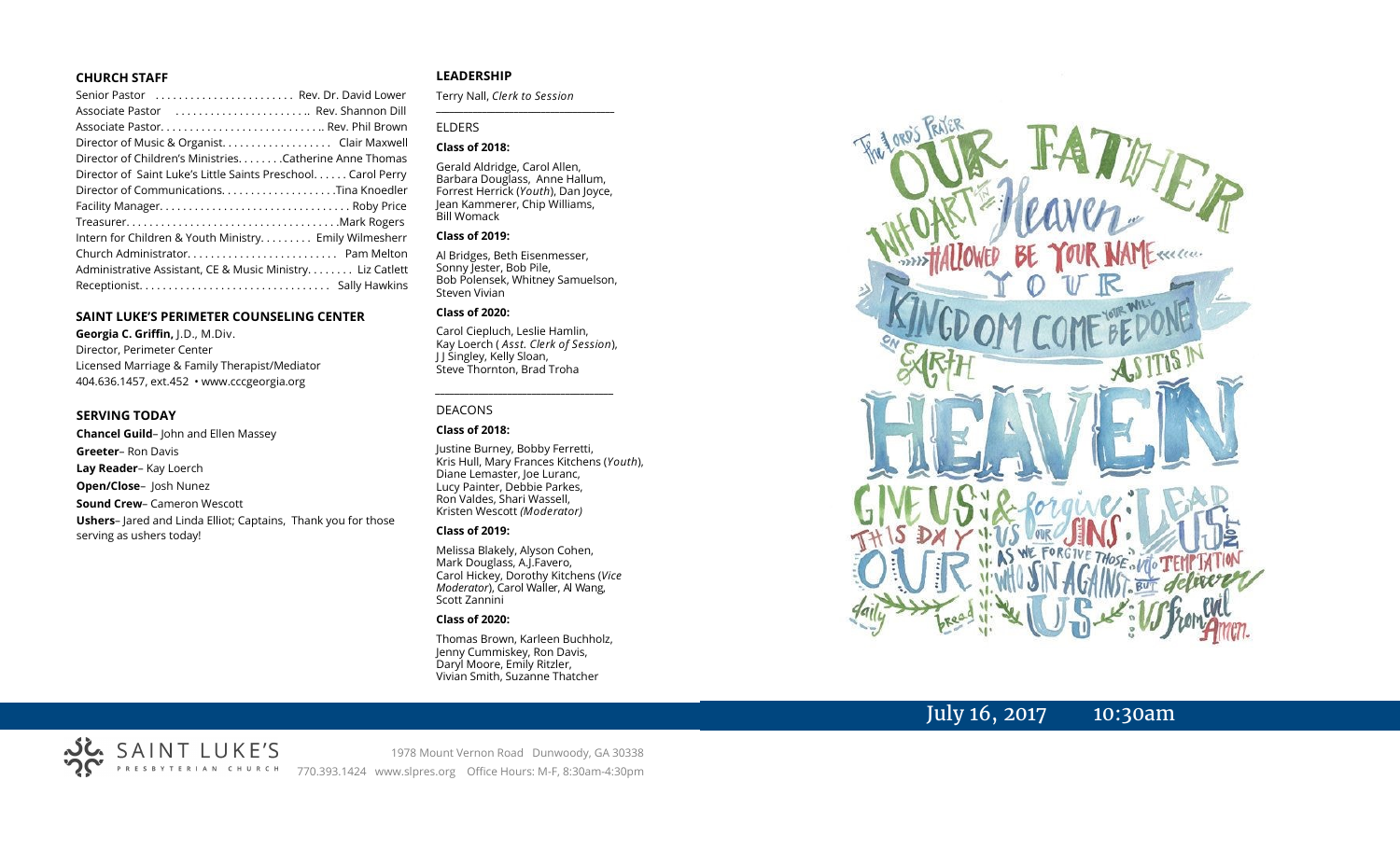## CHURCH STAFF

Senior Pastor ........................ Rev. Dr. David Lower
Associate Pastor ........................ Rev. Shannon Dill
Associate Pastor............................ Rev. Phil Brown
Director of Music & Organist.................. Clair Maxwell
Director of Children's Ministries........ Catherine Anne Thomas
Director of Saint Luke's Little Saints Preschool...... Carol Perry
Director of Communications.................... Tina Knoedler
Facility Manager................................ Roby Price
Treasurer.................................... Mark Rogers
Intern for Children & Youth Ministry......... Emily Wilmesherr
Church Administrator.......................... Pam Melton
Administrative Assistant, CE & Music Ministry........ Liz Catlett
Receptionist................................ Sally Hawkins

## SAINT LUKE'S PERIMETER COUNSELING CENTER

**Georgia C. Griffin,** J.D., M.Div.
Director, Perimeter Center
Licensed Marriage & Family Therapist/Mediator
404.636.1457, ext.452 • www.cccgeorgia.org

## SERVING TODAY

**Chancel Guild**– John and Ellen Massey
**Greeter**– Ron Davis
**Lay Reader**– Kay Loerch
**Open/Close**– Josh Nunez
**Sound Crew**– Cameron Wescott
**Ushers**– Jared and Linda Elliot; Captains, Thank you for those serving as ushers today!

## LEADERSHIP

Terry Nall, *Clerk to Session*

### ELDERS

**Class of 2018:**

Gerald Aldridge, Carol Allen, Barbara Douglass, Anne Hallum, Forrest Herrick (*Youth*), Dan Joyce, Jean Kammerer, Chip Williams, Bill Womack

**Class of 2019:**

Al Bridges, Beth Eisenmesser, Sonny Jester, Bob Pile, Bob Polensek, Whitney Samuelson, Steven Vivian

**Class of 2020:**

Carol Ciepluch, Leslie Hamlin, Kay Loerch ( *Asst. Clerk of Session*), J J Singley, Kelly Sloan, Steve Thornton, Brad Troha

### DEACONS

**Class of 2018:**

Justine Burney, Bobby Ferretti, Kris Hull, Mary Frances Kitchens (*Youth*), Diane Lemaster, Joe Luranc, Lucy Painter, Debbie Parkes, Ron Valdes, Shari Wassell, Kristen Wescott *(Moderator)*

**Class of 2019:**

Melissa Blakely, Alyson Cohen, Mark Douglass, A.J.Favero, Carol Hickey, Dorothy Kitchens (*Vice Moderator*), Carol Waller, Al Wang, Scott Zannini

**Class of 2020:**

Thomas Brown, Karleen Buchholz, Jenny Cummiskey, Ron Davis, Daryl Moore, Emily Ritzler, Vivian Smith, Suzanne Thatcher

July 16, 2017 10:30am

SAINT LUKE'S PRESBYTERIAN CHURCH

1978 Mount Vernon Road Dunwoody, GA 30338
770.393.1424 www.slpres.org Office Hours: M-F, 8:30am-4:30pm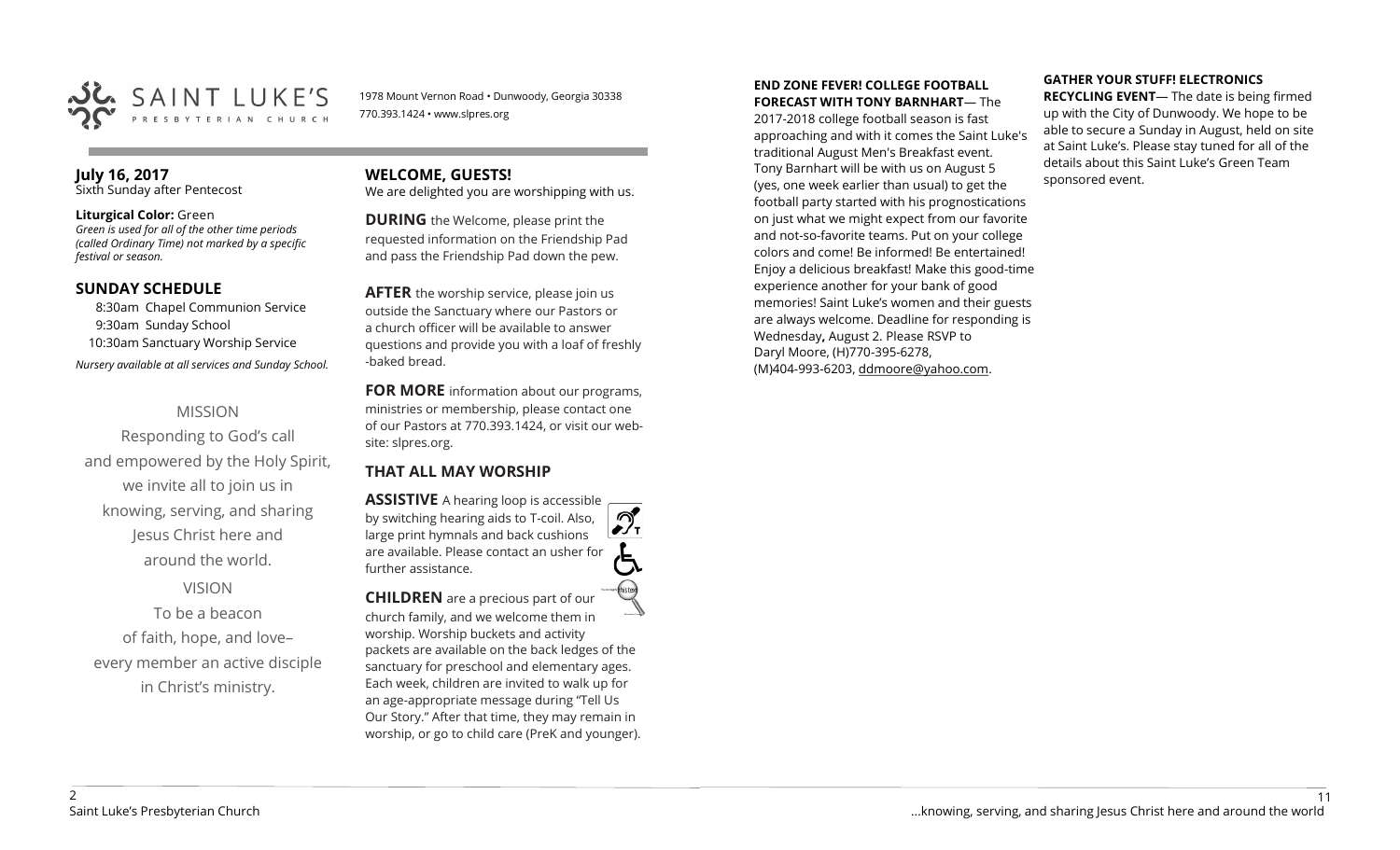SAINT LUKE'S PRESBYTERIAN CHURCH

1978 Mount Vernon Road • Dunwoody, Georgia 30338
770.393.1424 • www.slpres.org

**July 16, 2017**
Sixth Sunday after Pentecost

**Liturgical Color:** Green
*Green is used for all of the other time periods (called Ordinary Time) not marked by a specific festival or season.*

## SUNDAY SCHEDULE

8:30am Chapel Communion Service
9:30am Sunday School
10:30am Sanctuary Worship Service

*Nursery available at all services and Sunday School.*

MISSION

Responding to God's call
and empowered by the Holy Spirit,
we invite all to join us in
knowing, serving, and sharing
Jesus Christ here and
around the world.

VISION

To be a beacon
of faith, hope, and love–
every member an active disciple
in Christ's ministry.

## WELCOME, GUESTS!

We are delighted you are worshipping with us.

**DURING** the Welcome, please print the requested information on the Friendship Pad and pass the Friendship Pad down the pew.

**AFTER** the worship service, please join us outside the Sanctuary where our Pastors or a church officer will be available to answer questions and provide you with a loaf of freshly-baked bread.

**FOR MORE** information about our programs, ministries or membership, please contact one of our Pastors at 770.393.1424, or visit our website: slpres.org.

## THAT ALL MAY WORSHIP

**ASSISTIVE** A hearing loop is accessible by switching hearing aids to T-coil. Also, large print hymnals and back cushions are available. Please contact an usher for further assistance.

**CHILDREN** are a precious part of our church family, and we welcome them in worship. Worship buckets and activity packets are available on the back ledges of the sanctuary for preschool and elementary ages. Each week, children are invited to walk up for an age-appropriate message during "Tell Us Our Story." After that time, they may remain in worship, or go to child care (PreK and younger).

**END ZONE FEVER! COLLEGE FOOTBALL FORECAST WITH TONY BARNHART**— The 2017-2018 college football season is fast approaching and with it comes the Saint Luke's traditional August Men's Breakfast event. Tony Barnhart will be with us on August 5 (yes, one week earlier than usual) to get the football party started with his prognostications on just what we might expect from our favorite and not-so-favorite teams. Put on your college colors and come! Be informed! Be entertained! Enjoy a delicious breakfast! Make this good-time experience another for your bank of good memories! Saint Luke's women and their guests are always welcome. Deadline for responding is Wednesday, August 2. Please RSVP to Daryl Moore, (H)770-395-6278, (M)404-993-6203, ddmoore@yahoo.com.

**GATHER YOUR STUFF! ELECTRONICS RECYCLING EVENT**— The date is being firmed up with the City of Dunwoody. We hope to be able to secure a Sunday in August, held on site at Saint Luke's. Please stay tuned for all of the details about this Saint Luke's Green Team sponsored event.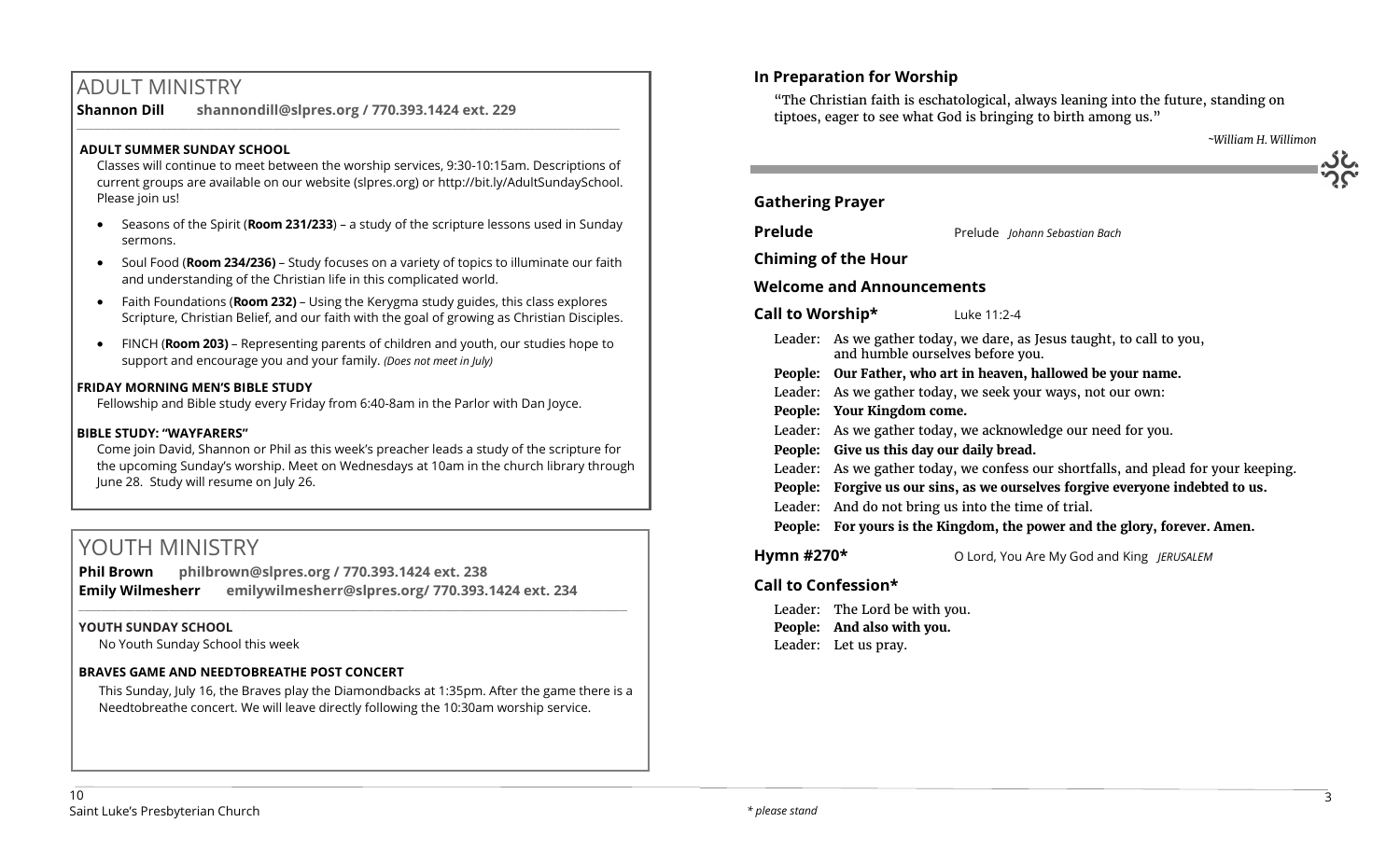# ADULT MINISTRY

**Shannon Dill** **shannondill@slpres.org / 770.393.1424 ext. 229**

### ADULT SUMMER SUNDAY SCHOOL

Classes will continue to meet between the worship services, 9:30-10:15am. Descriptions of current groups are available on our website (slpres.org) or http://bit.ly/AdultSundaySchool. Please join us!

- Seasons of the Spirit (**Room 231/233**) – a study of the scripture lessons used in Sunday sermons.
- Soul Food (**Room 234/236)** – Study focuses on a variety of topics to illuminate our faith and understanding of the Christian life in this complicated world.
- Faith Foundations (**Room 232)** – Using the Kerygma study guides, this class explores Scripture, Christian Belief, and our faith with the goal of growing as Christian Disciples.
- FINCH (**Room 203)** – Representing parents of children and youth, our studies hope to support and encourage you and your family. *(Does not meet in July)*

### FRIDAY MORNING MEN'S BIBLE STUDY

Fellowship and Bible study every Friday from 6:40-8am in the Parlor with Dan Joyce.

### BIBLE STUDY: "WAYFARERS"

Come join David, Shannon or Phil as this week's preacher leads a study of the scripture for the upcoming Sunday's worship. Meet on Wednesdays at 10am in the church library through June 28. Study will resume on July 26.

# YOUTH MINISTRY

**Phil Brown** **philbrown@slpres.org / 770.393.1424 ext. 238**
**Emily Wilmesherr** **emilywilmesherr@slpres.org/ 770.393.1424 ext. 234**

### YOUTH SUNDAY SCHOOL

No Youth Sunday School this week

### BRAVES GAME AND NEEDTOBREATHE POST CONCERT

This Sunday, July 16, the Braves play the Diamondbacks at 1:35pm. After the game there is a Needtobreathe concert. We will leave directly following the 10:30am worship service.

### In Preparation for Worship

"The Christian faith is eschatological, always leaning into the future, standing on tiptoes, eager to see what God is bringing to birth among us."

*~William H. Willimon*

---

**Gathering Prayer**

**Prelude** Prelude *Johann Sebastian Bach*

**Chiming of the Hour**

**Welcome and Announcements**

**Call to Worship*** Luke 11:2-4

Leader: As we gather today, we dare, as Jesus taught, to call to you, and humble ourselves before you.
**People: Our Father, who art in heaven, hallowed be your name.**
Leader: As we gather today, we seek your ways, not our own:
**People: Your Kingdom come.**
Leader: As we gather today, we acknowledge our need for you.
**People: Give us this day our daily bread.**
Leader: As we gather today, we confess our shortfalls, and plead for your keeping.
**People: Forgive us our sins, as we ourselves forgive everyone indebted to us.**
Leader: And do not bring us into the time of trial.
**People: For yours is the Kingdom, the power and the glory, forever. Amen.**

**Hymn #270*** O Lord, You Are My God and King *JERUSALEM*

**Call to Confession***

Leader: The Lord be with you.
**People: And also with you.**
Leader: Let us pray.

*\* please stand*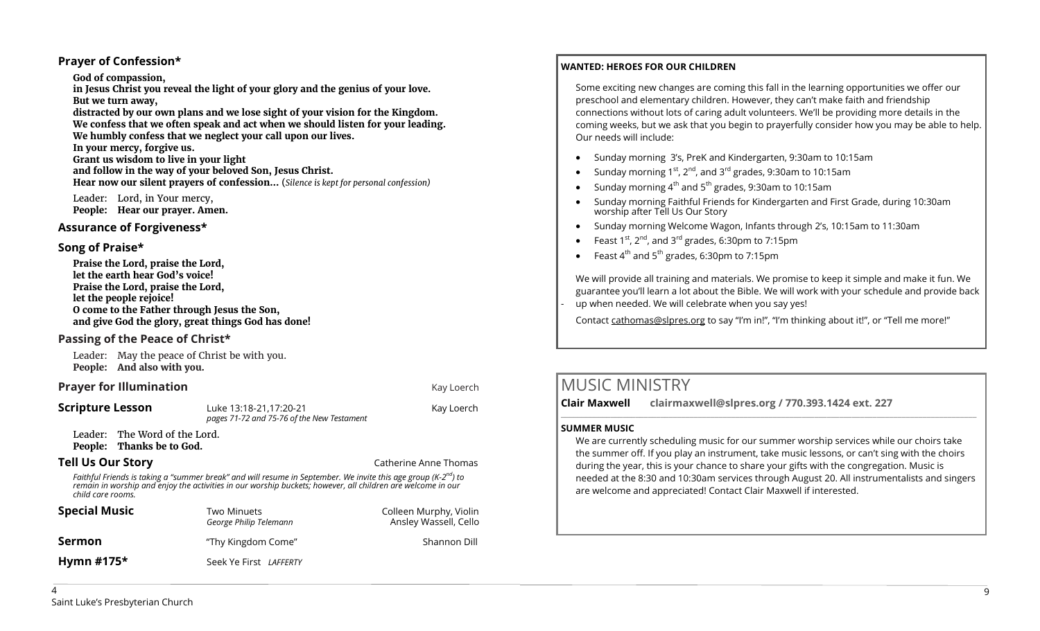## Prayer of Confession*

**God of compassion,**
**in Jesus Christ you reveal the light of your glory and the genius of your love.**
**But we turn away,**
**distracted by our own plans and we lose sight of your vision for the Kingdom.**
**We confess that we often speak and act when we should listen for your leading.**
**We humbly confess that we neglect your call upon our lives.**
**In your mercy, forgive us.**
**Grant us wisdom to live in your light**
**and follow in the way of your beloved Son, Jesus Christ.**
**Hear now our silent prayers of confession…** (*Silence is kept for personal confession)*

Leader: Lord, in Your mercy,
**People: Hear our prayer. Amen.**

## Assurance of Forgiveness*

## Song of Praise*

**Praise the Lord, praise the Lord,**
**let the earth hear God's voice!**
**Praise the Lord, praise the Lord,**
**let the people rejoice!**
**O come to the Father through Jesus the Son,**
**and give God the glory, great things God has done!**

## Passing of the Peace of Christ*

Leader: May the peace of Christ be with you.
**People: And also with you.**

## Prayer for Illumination — Kay Loerch

## Scripture Lesson — Luke 13:18-21,17:20-21 — Kay Loerch

*pages 71-72 and 75-76 of the New Testament*

Leader: The Word of the Lord.
**People: Thanks be to God.**

## Tell Us Our Story — Catherine Anne Thomas

*Faithful Friends is taking a "summer break" and will resume in September. We invite this age group (K-2nd) to remain in worship and enjoy the activities in our worship buckets; however, all children are welcome in our child care rooms.*

## Special Music — Two Minuets, *George Philip Telemann* — Colleen Murphy, Violin; Ansley Wassell, Cello

## Sermon — "Thy Kingdom Come" — Shannon Dill

## Hymn #175* — Seek Ye First *LAFFERTY*

---

**WANTED: HEROES FOR OUR CHILDREN**

Some exciting new changes are coming this fall in the learning opportunities we offer our preschool and elementary children. However, they can't make faith and friendship connections without lots of caring adult volunteers. We'll be providing more details in the coming weeks, but we ask that you begin to prayerfully consider how you may be able to help. Our needs will include:

- Sunday morning 3's, PreK and Kindergarten, 9:30am to 10:15am
- Sunday morning 1st, 2nd, and 3rd grades, 9:30am to 10:15am
- Sunday morning 4th and 5th grades, 9:30am to 10:15am
- Sunday morning Faithful Friends for Kindergarten and First Grade, during 10:30am worship after Tell Us Our Story
- Sunday morning Welcome Wagon, Infants through 2's, 10:15am to 11:30am
- Feast 1st, 2nd, and 3rd grades, 6:30pm to 7:15pm
- Feast 4th and 5th grades, 6:30pm to 7:15pm

We will provide all training and materials. We promise to keep it simple and make it fun. We guarantee you'll learn a lot about the Bible. We will work with your schedule and provide back up when needed. We will celebrate when you say yes!

Contact cathomas@slpres.org to say "I'm in!", "I'm thinking about it!", or "Tell me more!"

# MUSIC MINISTRY

**Clair Maxwell clairmaxwell@slpres.org / 770.393.1424 ext. 227**

**SUMMER MUSIC**

We are currently scheduling music for our summer worship services while our choirs take the summer off. If you play an instrument, take music lessons, or can't sing with the choirs during the year, this is your chance to share your gifts with the congregation. Music is needed at the 8:30 and 10:30am services through August 20. All instrumentalists and singers are welcome and appreciated! Contact Clair Maxwell if interested.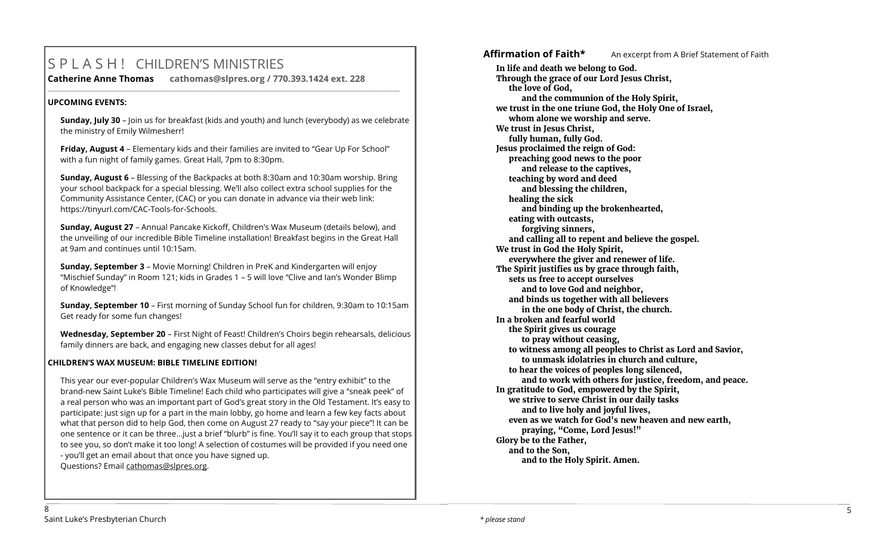# S P L A S H !  CHILDREN'S MINISTRIES

**Catherine Anne Thomas**   **cathomas@slpres.org / 770.393.1424 ext. 228**

**UPCOMING EVENTS:**

**Sunday, July 30** – Join us for breakfast (kids and youth) and lunch (everybody) as we celebrate the ministry of Emily Wilmesherr!

**Friday, August 4** – Elementary kids and their families are invited to "Gear Up For School" with a fun night of family games. Great Hall, 7pm to 8:30pm.

**Sunday, August 6** – Blessing of the Backpacks at both 8:30am and 10:30am worship. Bring your school backpack for a special blessing. We'll also collect extra school supplies for the Community Assistance Center, (CAC) or you can donate in advance via their web link: https://tinyurl.com/CAC-Tools-for-Schools.

**Sunday, August 27** – Annual Pancake Kickoff, Children's Wax Museum (details below), and the unveiling of our incredible Bible Timeline installation! Breakfast begins in the Great Hall at 9am and continues until 10:15am.

**Sunday, September 3** – Movie Morning! Children in PreK and Kindergarten will enjoy "Mischief Sunday" in Room 121; kids in Grades 1 – 5 will love "Clive and Ian's Wonder Blimp of Knowledge"!

**Sunday, September 10** – First morning of Sunday School fun for children, 9:30am to 10:15am Get ready for some fun changes!

**Wednesday, September 20** – First Night of Feast! Children's Choirs begin rehearsals, delicious family dinners are back, and engaging new classes debut for all ages!

**CHILDREN'S WAX MUSEUM: BIBLE TIMELINE EDITION!**

This year our ever-popular Children's Wax Museum will serve as the "entry exhibit" to the brand-new Saint Luke's Bible Timeline! Each child who participates will give a "sneak peek" of a real person who was an important part of God's great story in the Old Testament. It's easy to participate: just sign up for a part in the main lobby, go home and learn a few key facts about what that person did to help God, then come on August 27 ready to "say your piece"! It can be one sentence or it can be three...just a brief "blurb" is fine. You'll say it to each group that stops to see you, so don't make it too long! A selection of costumes will be provided if you need one - you'll get an email about that once you have signed up.
Questions? Email cathomas@slpres.org.

## Affirmation of Faith*   An excerpt from A Brief Statement of Faith

**In life and death we belong to God.**
**Through the grace of our Lord Jesus Christ,**
**the love of God,**
**and the communion of the Holy Spirit,**
**we trust in the one triune God, the Holy One of Israel,**
**whom alone we worship and serve.**
**We trust in Jesus Christ,**
**fully human, fully God.**
**Jesus proclaimed the reign of God:**
**preaching good news to the poor**
**and release to the captives,**
**teaching by word and deed**
**and blessing the children,**
**healing the sick**
**and binding up the brokenhearted,**
**eating with outcasts,**
**forgiving sinners,**
**and calling all to repent and believe the gospel.**
**We trust in God the Holy Spirit,**
**everywhere the giver and renewer of life.**
**The Spirit justifies us by grace through faith,**
**sets us free to accept ourselves**
**and to love God and neighbor,**
**and binds us together with all believers**
**in the one body of Christ, the church.**
**In a broken and fearful world**
**the Spirit gives us courage**
**to pray without ceasing,**
**to witness among all peoples to Christ as Lord and Savior,**
**to unmask idolatries in church and culture,**
**to hear the voices of peoples long silenced,**
**and to work with others for justice, freedom, and peace.**
**In gratitude to God, empowered by the Spirit,**
**we strive to serve Christ in our daily tasks**
**and to live holy and joyful lives,**
**even as we watch for God's new heaven and new earth,**
**praying, "Come, Lord Jesus!"**
**Glory be to the Father,**
**and to the Son,**
**and to the Holy Spirit. Amen.**

*\* please stand*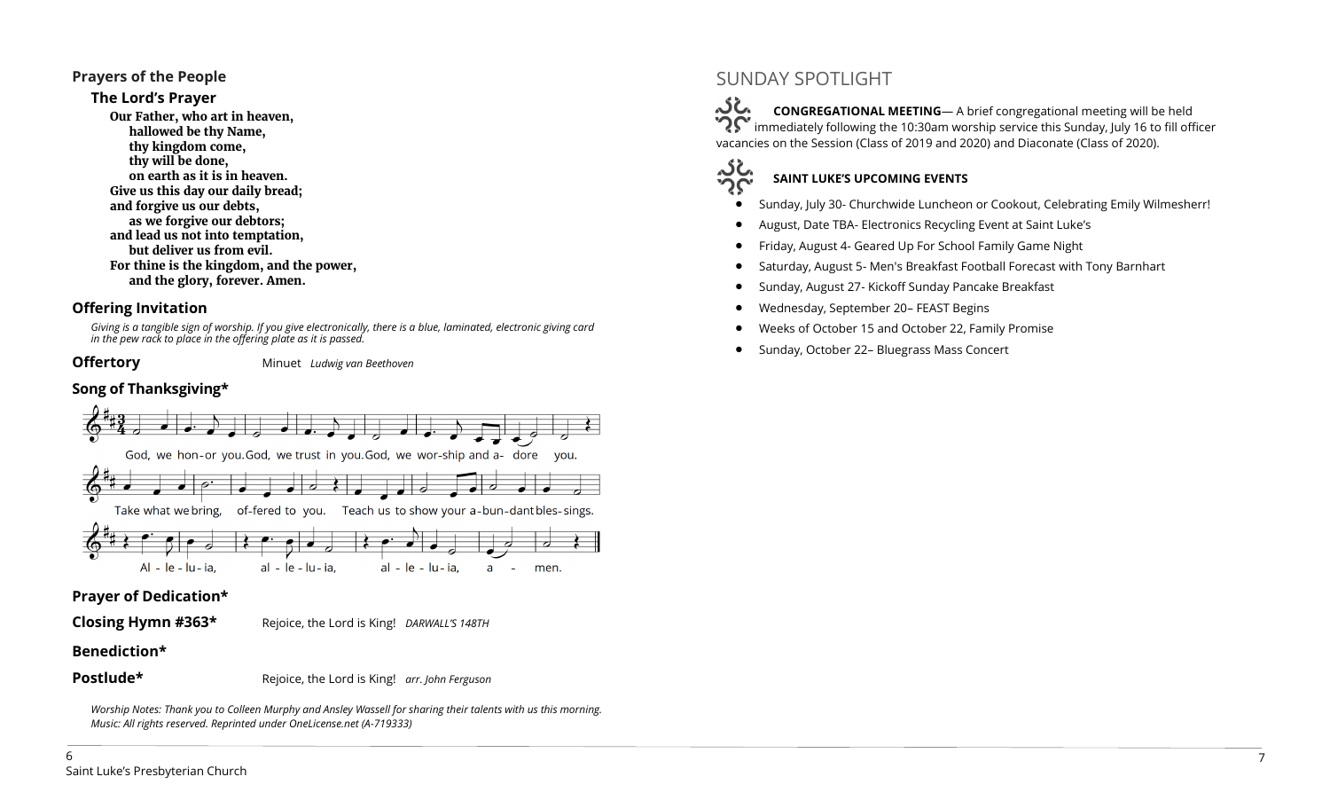## Prayers of the People

### The Lord's Prayer

**Our Father, who art in heaven,**
**hallowed be thy Name,**
**thy kingdom come,**
**thy will be done,**
**on earth as it is in heaven.**
**Give us this day our daily bread;**
**and forgive us our debts,**
**as we forgive our debtors;**
**and lead us not into temptation,**
**but deliver us from evil.**
**For thine is the kingdom, and the power,**
**and the glory, forever. Amen.**

## Offering Invitation

*Giving is a tangible sign of worship. If you give electronically, there is a blue, laminated, electronic giving card in the pew rack to place in the offering plate as it is passed.*

**Offertory** Minuet *Ludwig van Beethoven*

## Song of Thanksgiving*

God, we hon-or you. God, we trust in you. God, we wor-ship and a- dore you.

Take what we bring, of-fered to you. Teach us to show your a-bun-dant bles-sings.

Al - le - lu - ia, al - le - lu - ia, al - le - lu - ia, a - men.

## Prayer of Dedication*

**Closing Hymn #363*** Rejoice, the Lord is King! *DARWALL'S 148TH*

## Benediction*

**Postlude*** Rejoice, the Lord is King! *arr. John Ferguson*

*Worship Notes: Thank you to Colleen Murphy and Ansley Wassell for sharing their talents with us this morning.*
*Music: All rights reserved. Reprinted under OneLicense.net (A-719333)*

# SUNDAY SPOTLIGHT

**CONGREGATIONAL MEETING**— A brief congregational meeting will be held immediately following the 10:30am worship service this Sunday, July 16 to fill officer vacancies on the Session (Class of 2019 and 2020) and Diaconate (Class of 2020).

**SAINT LUKE'S UPCOMING EVENTS**

- Sunday, July 30- Churchwide Luncheon or Cookout, Celebrating Emily Wilmesherr!
- August, Date TBA- Electronics Recycling Event at Saint Luke's
- Friday, August 4- Geared Up For School Family Game Night
- Saturday, August 5- Men's Breakfast Football Forecast with Tony Barnhart
- Sunday, August 27- Kickoff Sunday Pancake Breakfast
- Wednesday, September 20– FEAST Begins
- Weeks of October 15 and October 22, Family Promise
- Sunday, October 22– Bluegrass Mass Concert